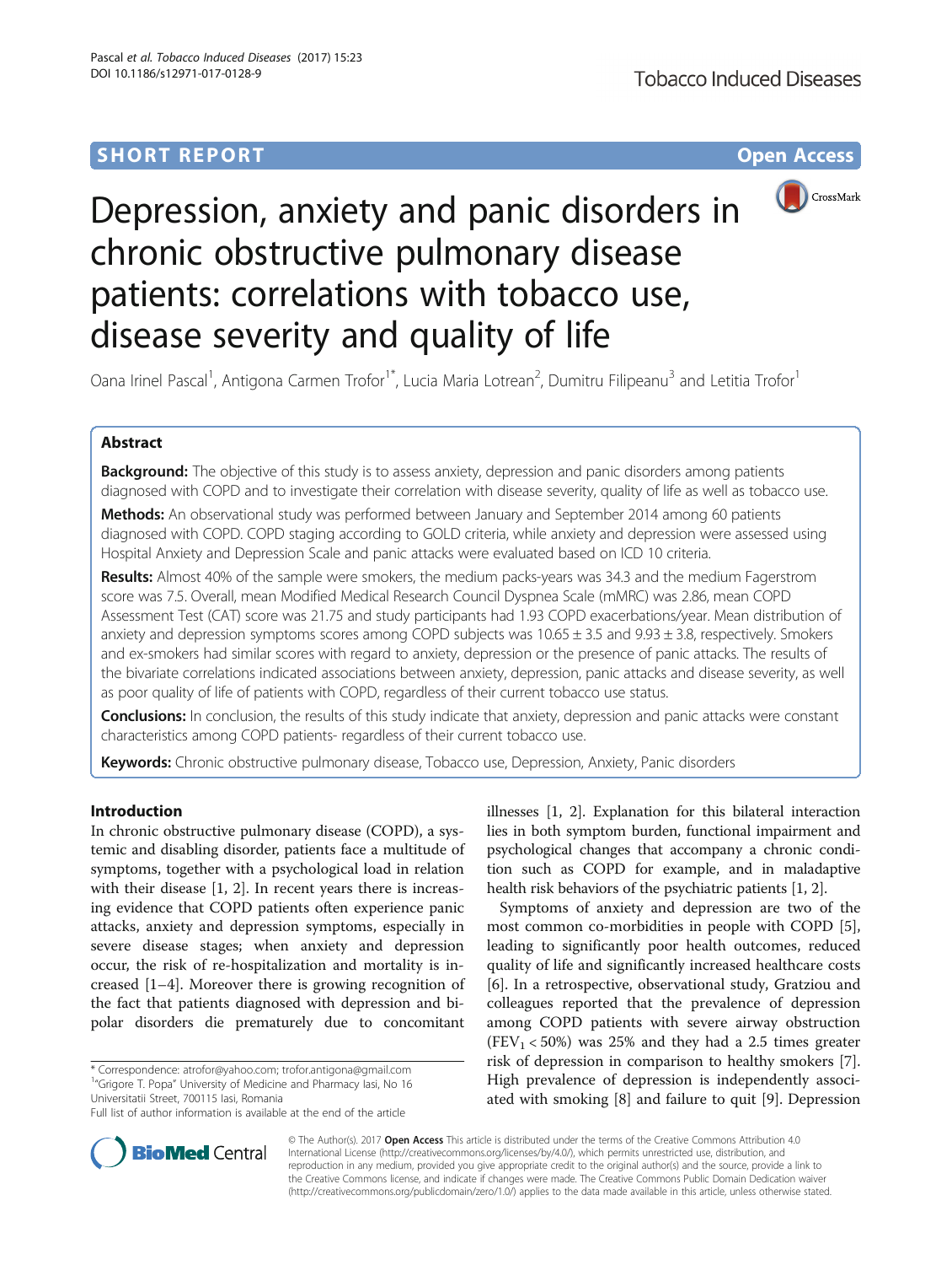SHORT REPORT

Open Access

# Depression, anxiety and panic disorders in chronic obstructive pulmonary disease patients: correlations with tobacco use, disease severity and quality of life

Oana Irinel Pascal[1], Antigona Carmen Trofor[1*], Lucia Maria Lotrean[2], Dumitru Filipeanu[3] and Letitia Trofor[1]

## Abstract

**Background:** The objective of this study is to assess anxiety, depression and panic disorders among patients diagnosed with COPD and to investigate their correlation with disease severity, quality of life as well as tobacco use.

**Methods:** An observational study was performed between January and September 2014 among 60 patients diagnosed with COPD. COPD staging according to GOLD criteria, while anxiety and depression were assessed using Hospital Anxiety and Depression Scale and panic attacks were evaluated based on ICD 10 criteria.

**Results:** Almost 40% of the sample were smokers, the medium packs-years was 34.3 and the medium Fagerstrom score was 7.5. Overall, mean Modified Medical Research Council Dyspnea Scale (mMRC) was 2.86, mean COPD Assessment Test (CAT) score was 21.75 and study participants had 1.93 COPD exacerbations/year. Mean distribution of anxiety and depression symptoms scores among COPD subjects was 10.65 ± 3.5 and 9.93 ± 3.8, respectively. Smokers and ex-smokers had similar scores with regard to anxiety, depression or the presence of panic attacks. The results of the bivariate correlations indicated associations between anxiety, depression, panic attacks and disease severity, as well as poor quality of life of patients with COPD, regardless of their current tobacco use status.

**Conclusions:** In conclusion, the results of this study indicate that anxiety, depression and panic attacks were constant characteristics among COPD patients- regardless of their current tobacco use.

**Keywords:** Chronic obstructive pulmonary disease, Tobacco use, Depression, Anxiety, Panic disorders

## Introduction

In chronic obstructive pulmonary disease (COPD), a systemic and disabling disorder, patients face a multitude of symptoms, together with a psychological load in relation with their disease [1, 2]. In recent years there is increasing evidence that COPD patients often experience panic attacks, anxiety and depression symptoms, especially in severe disease stages; when anxiety and depression occur, the risk of re-hospitalization and mortality is increased [1–4]. Moreover there is growing recognition of the fact that patients diagnosed with depression and bipolar disorders die prematurely due to concomitant illnesses [1, 2]. Explanation for this bilateral interaction lies in both symptom burden, functional impairment and psychological changes that accompany a chronic condition such as COPD for example, and in maladaptive health risk behaviors of the psychiatric patients [1, 2].

Symptoms of anxiety and depression are two of the most common co-morbidities in people with COPD [5], leading to significantly poor health outcomes, reduced quality of life and significantly increased healthcare costs [6]. In a retrospective, observational study, Gratziou and colleagues reported that the prevalence of depression among COPD patients with severe airway obstruction ($FEV_1 < 50\%$) was 25% and they had a 2.5 times greater risk of depression in comparison to healthy smokers [7]. High prevalence of depression is independently associated with smoking [8] and failure to quit [9]. Depression

\* Correspondence: atrofor@yahoo.com; trofor.antigona@gmail.com
[1]"Grigore T. Popa" University of Medicine and Pharmacy Iasi, No 16 Universitatii Street, 700115 Iasi, Romania
Full list of author information is available at the end of the article

© The Author(s). 2017 **Open Access** This article is distributed under the terms of the Creative Commons Attribution 4.0 International License (http://creativecommons.org/licenses/by/4.0/), which permits unrestricted use, distribution, and reproduction in any medium, provided you give appropriate credit to the original author(s) and the source, provide a link to the Creative Commons license, and indicate if changes were made. The Creative Commons Public Domain Dedication waiver (http://creativecommons.org/publicdomain/zero/1.0/) applies to the data made available in this article, unless otherwise stated.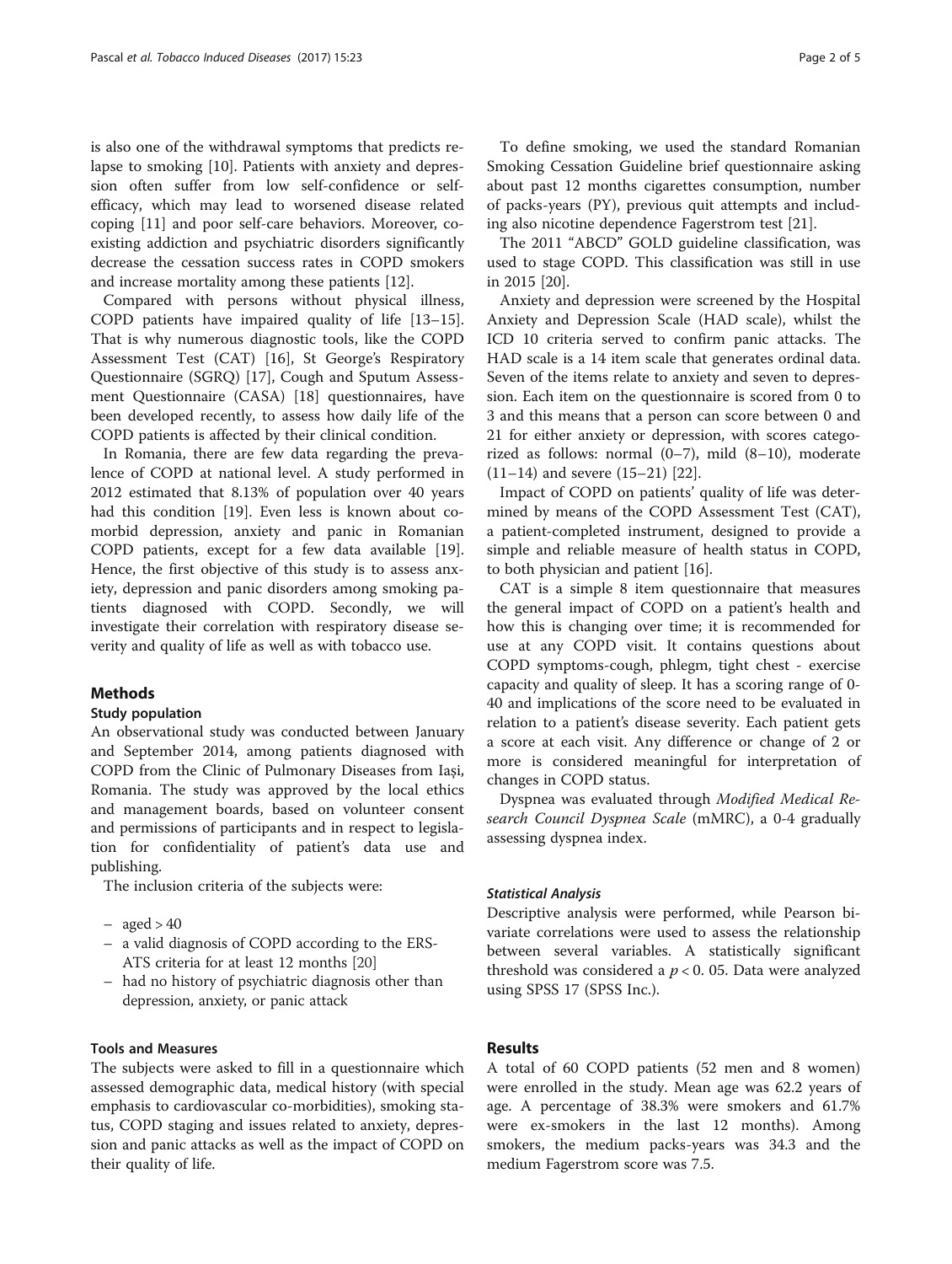is also one of the withdrawal symptoms that predicts relapse to smoking [10]. Patients with anxiety and depression often suffer from low self-confidence or self-efficacy, which may lead to worsened disease related coping [11] and poor self-care behaviors. Moreover, co-existing addiction and psychiatric disorders significantly decrease the cessation success rates in COPD smokers and increase mortality among these patients [12].

Compared with persons without physical illness, COPD patients have impaired quality of life [13–15]. That is why numerous diagnostic tools, like the COPD Assessment Test (CAT) [16], St George's Respiratory Questionnaire (SGRQ) [17], Cough and Sputum Assessment Questionnaire (CASA) [18] questionnaires, have been developed recently, to assess how daily life of the COPD patients is affected by their clinical condition.

In Romania, there are few data regarding the prevalence of COPD at national level. A study performed in 2012 estimated that 8.13% of population over 40 years had this condition [19]. Even less is known about comorbid depression, anxiety and panic in Romanian COPD patients, except for a few data available [19]. Hence, the first objective of this study is to assess anxiety, depression and panic disorders among smoking patients diagnosed with COPD. Secondly, we will investigate their correlation with respiratory disease severity and quality of life as well as with tobacco use.

## Methods

### Study population

An observational study was conducted between January and September 2014, among patients diagnosed with COPD from the Clinic of Pulmonary Diseases from Iași, Romania. The study was approved by the local ethics and management boards, based on volunteer consent and permissions of participants and in respect to legislation for confidentiality of patient's data use and publishing.

The inclusion criteria of the subjects were:

- aged > 40
- a valid diagnosis of COPD according to the ERS-ATS criteria for at least 12 months [20]
- had no history of psychiatric diagnosis other than depression, anxiety, or panic attack

### Tools and Measures

The subjects were asked to fill in a questionnaire which assessed demographic data, medical history (with special emphasis to cardiovascular co-morbidities), smoking status, COPD staging and issues related to anxiety, depression and panic attacks as well as the impact of COPD on their quality of life.

To define smoking, we used the standard Romanian Smoking Cessation Guideline brief questionnaire asking about past 12 months cigarettes consumption, number of packs-years (PY), previous quit attempts and including also nicotine dependence Fagerstrom test [21].

The 2011 "ABCD" GOLD guideline classification, was used to stage COPD. This classification was still in use in 2015 [20].

Anxiety and depression were screened by the Hospital Anxiety and Depression Scale (HAD scale), whilst the ICD 10 criteria served to confirm panic attacks. The HAD scale is a 14 item scale that generates ordinal data. Seven of the items relate to anxiety and seven to depression. Each item on the questionnaire is scored from 0 to 3 and this means that a person can score between 0 and 21 for either anxiety or depression, with scores categorized as follows: normal (0–7), mild (8–10), moderate (11–14) and severe (15–21) [22].

Impact of COPD on patients' quality of life was determined by means of the COPD Assessment Test (CAT), a patient-completed instrument, designed to provide a simple and reliable measure of health status in COPD, to both physician and patient [16].

CAT is a simple 8 item questionnaire that measures the general impact of COPD on a patient's health and how this is changing over time; it is recommended for use at any COPD visit. It contains questions about COPD symptoms-cough, phlegm, tight chest - exercise capacity and quality of sleep. It has a scoring range of 0-40 and implications of the score need to be evaluated in relation to a patient's disease severity. Each patient gets a score at each visit. Any difference or change of 2 or more is considered meaningful for interpretation of changes in COPD status.

Dyspnea was evaluated through *Modified Medical Research Council Dyspnea Scale* (mMRC), a 0-4 gradually assessing dyspnea index.

#### *Statistical Analysis*

Descriptive analysis were performed, while Pearson bivariate correlations were used to assess the relationship between several variables. A statistically significant threshold was considered a $p < 0.05$. Data were analyzed using SPSS 17 (SPSS Inc.).

## Results

A total of 60 COPD patients (52 men and 8 women) were enrolled in the study. Mean age was 62.2 years of age. A percentage of 38.3% were smokers and 61.7% were ex-smokers in the last 12 months). Among smokers, the medium packs-years was 34.3 and the medium Fagerstrom score was 7.5.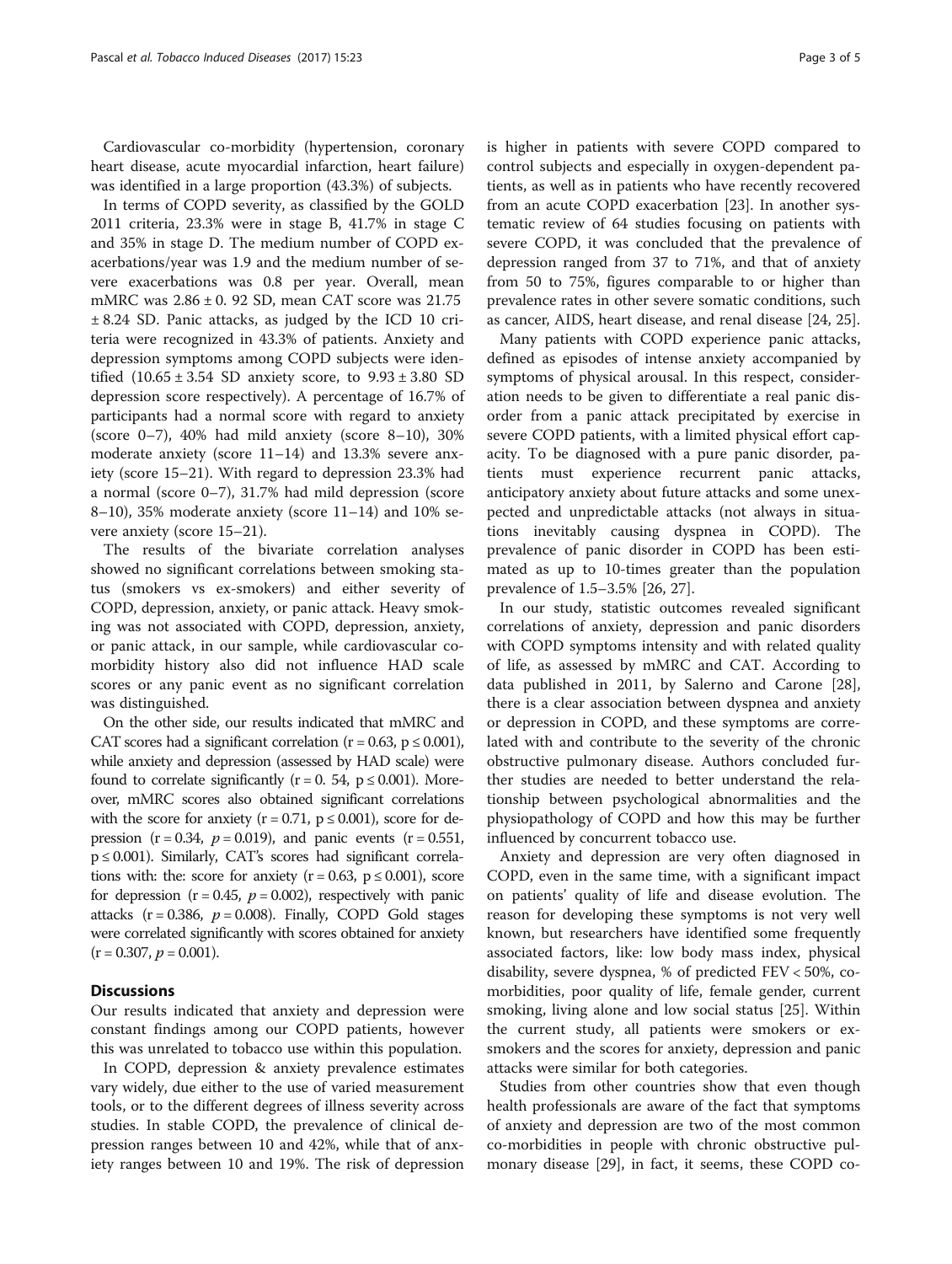Cardiovascular co-morbidity (hypertension, coronary heart disease, acute myocardial infarction, heart failure) was identified in a large proportion (43.3%) of subjects.

In terms of COPD severity, as classified by the GOLD 2011 criteria, 23.3% were in stage B, 41.7% in stage C and 35% in stage D. The medium number of COPD exacerbations/year was 1.9 and the medium number of severe exacerbations was 0.8 per year. Overall, mean mMRC was $2.86 \pm 0.92$ SD, mean CAT score was $21.75 \pm 8.24$ SD. Panic attacks, as judged by the ICD 10 criteria were recognized in 43.3% of patients. Anxiety and depression symptoms among COPD subjects were identified ($10.65 \pm 3.54$ SD anxiety score, to $9.93 \pm 3.80$ SD depression score respectively). A percentage of 16.7% of participants had a normal score with regard to anxiety (score 0–7), 40% had mild anxiety (score 8–10), 30% moderate anxiety (score 11–14) and 13.3% severe anxiety (score 15–21). With regard to depression 23.3% had a normal (score 0–7), 31.7% had mild depression (score 8–10), 35% moderate anxiety (score 11–14) and 10% severe anxiety (score 15–21).

The results of the bivariate correlation analyses showed no significant correlations between smoking status (smokers vs ex-smokers) and either severity of COPD, depression, anxiety, or panic attack. Heavy smoking was not associated with COPD, depression, anxiety, or panic attack, in our sample, while cardiovascular comorbidity history also did not influence HAD scale scores or any panic event as no significant correlation was distinguished.

On the other side, our results indicated that mMRC and CAT scores had a significant correlation ($r = 0.63$, $p \leq 0.001$), while anxiety and depression (assessed by HAD scale) were found to correlate significantly ($r = 0.54$, $p \leq 0.001$). Moreover, mMRC scores also obtained significant correlations with the score for anxiety ($r = 0.71$, $p \leq 0.001$), score for depression ($r = 0.34$, $p = 0.019$), and panic events ($r = 0.551$, $p \leq 0.001$). Similarly, CAT's scores had significant correlations with: the: score for anxiety ($r = 0.63$, $p \leq 0.001$), score for depression ($r = 0.45$, $p = 0.002$), respectively with panic attacks ($r = 0.386$, $p = 0.008$). Finally, COPD Gold stages were correlated significantly with scores obtained for anxiety ($r = 0.307$, $p = 0.001$).

## Discussions

Our results indicated that anxiety and depression were constant findings among our COPD patients, however this was unrelated to tobacco use within this population.

In COPD, depression & anxiety prevalence estimates vary widely, due either to the use of varied measurement tools, or to the different degrees of illness severity across studies. In stable COPD, the prevalence of clinical depression ranges between 10 and 42%, while that of anxiety ranges between 10 and 19%. The risk of depression is higher in patients with severe COPD compared to control subjects and especially in oxygen-dependent patients, as well as in patients who have recently recovered from an acute COPD exacerbation [23]. In another systematic review of 64 studies focusing on patients with severe COPD, it was concluded that the prevalence of depression ranged from 37 to 71%, and that of anxiety from 50 to 75%, figures comparable to or higher than prevalence rates in other severe somatic conditions, such as cancer, AIDS, heart disease, and renal disease [24, 25].

Many patients with COPD experience panic attacks, defined as episodes of intense anxiety accompanied by symptoms of physical arousal. In this respect, consideration needs to be given to differentiate a real panic disorder from a panic attack precipitated by exercise in severe COPD patients, with a limited physical effort capacity. To be diagnosed with a pure panic disorder, patients must experience recurrent panic attacks, anticipatory anxiety about future attacks and some unexpected and unpredictable attacks (not always in situations inevitably causing dyspnea in COPD). The prevalence of panic disorder in COPD has been estimated as up to 10-times greater than the population prevalence of 1.5–3.5% [26, 27].

In our study, statistic outcomes revealed significant correlations of anxiety, depression and panic disorders with COPD symptoms intensity and with related quality of life, as assessed by mMRC and CAT. According to data published in 2011, by Salerno and Carone [28], there is a clear association between dyspnea and anxiety or depression in COPD, and these symptoms are correlated with and contribute to the severity of the chronic obstructive pulmonary disease. Authors concluded further studies are needed to better understand the relationship between psychological abnormalities and the physiopathology of COPD and how this may be further influenced by concurrent tobacco use.

Anxiety and depression are very often diagnosed in COPD, even in the same time, with a significant impact on patients' quality of life and disease evolution. The reason for developing these symptoms is not very well known, but researchers have identified some frequently associated factors, like: low body mass index, physical disability, severe dyspnea, % of predicted FEV < 50%, comorbidities, poor quality of life, female gender, current smoking, living alone and low social status [25]. Within the current study, all patients were smokers or ex-smokers and the scores for anxiety, depression and panic attacks were similar for both categories.

Studies from other countries show that even though health professionals are aware of the fact that symptoms of anxiety and depression are two of the most common co-morbidities in people with chronic obstructive pulmonary disease [29], in fact, it seems, these COPD co-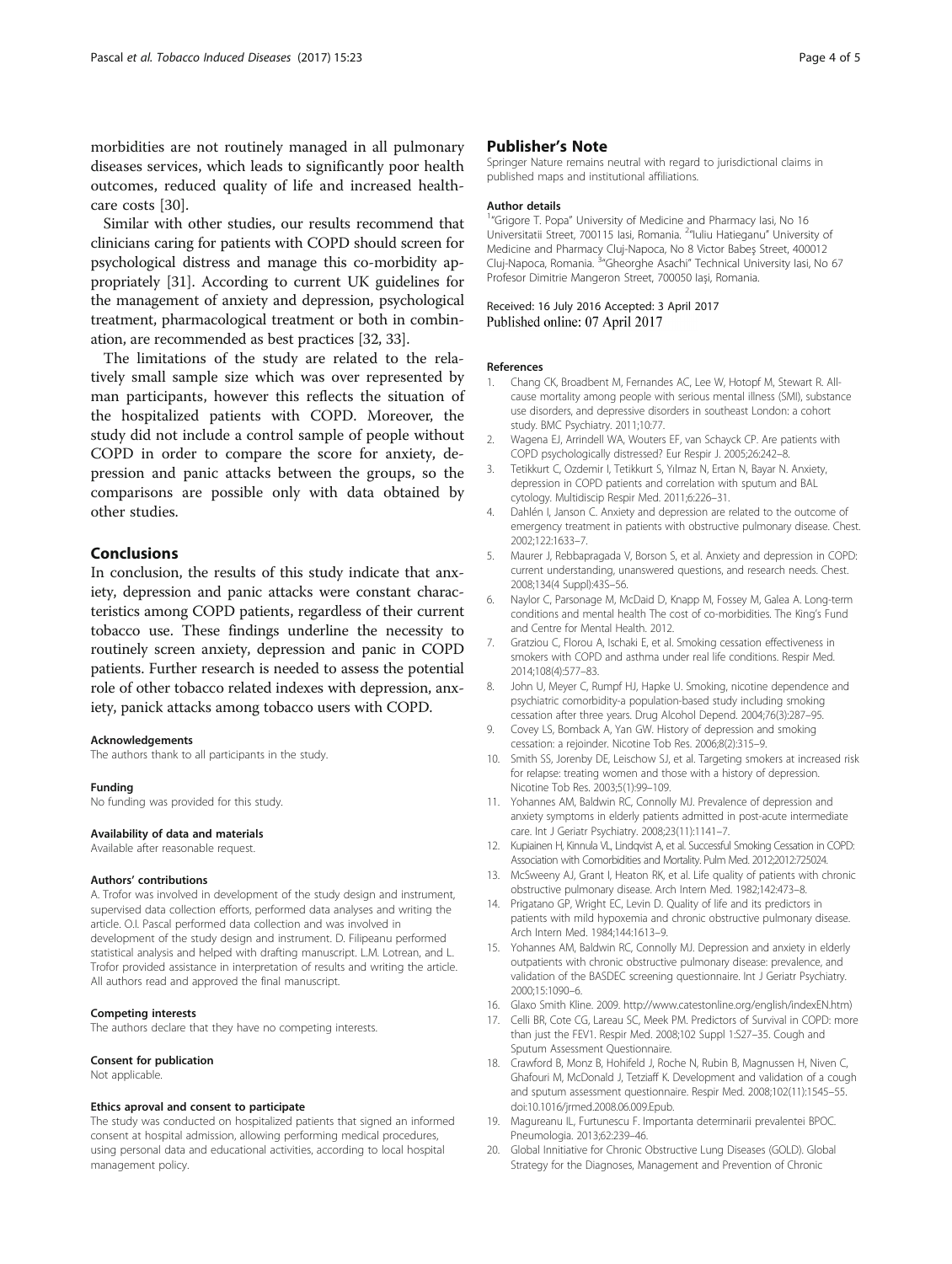morbidities are not routinely managed in all pulmonary diseases services, which leads to significantly poor health outcomes, reduced quality of life and increased healthcare costs [30].

Similar with other studies, our results recommend that clinicians caring for patients with COPD should screen for psychological distress and manage this co-morbidity appropriately [31]. According to current UK guidelines for the management of anxiety and depression, psychological treatment, pharmacological treatment or both in combination, are recommended as best practices [32, 33].

The limitations of the study are related to the relatively small sample size which was over represented by man participants, however this reflects the situation of the hospitalized patients with COPD. Moreover, the study did not include a control sample of people without COPD in order to compare the score for anxiety, depression and panic attacks between the groups, so the comparisons are possible only with data obtained by other studies.

## Conclusions

In conclusion, the results of this study indicate that anxiety, depression and panic attacks were constant characteristics among COPD patients, regardless of their current tobacco use. These findings underline the necessity to routinely screen anxiety, depression and panic in COPD patients. Further research is needed to assess the potential role of other tobacco related indexes with depression, anxiety, panick attacks among tobacco users with COPD.

#### Acknowledgements

The authors thank to all participants in the study.

#### Funding

No funding was provided for this study.

#### Availability of data and materials

Available after reasonable request.

#### Authors' contributions

A. Trofor was involved in development of the study design and instrument, supervised data collection efforts, performed data analyses and writing the article. O.I. Pascal performed data collection and was involved in development of the study design and instrument. D. Filipeanu performed statistical analysis and helped with drafting manuscript. L.M. Lotrean, and L. Trofor provided assistance in interpretation of results and writing the article. All authors read and approved the final manuscript.

#### Competing interests

The authors declare that they have no competing interests.

#### Consent for publication

Not applicable.

#### Ethics aproval and consent to participate

The study was conducted on hospitalized patients that signed an informed consent at hospital admission, allowing performing medical procedures, using personal data and educational activities, according to local hospital management policy.

## Publisher's Note

Springer Nature remains neutral with regard to jurisdictional claims in published maps and institutional affiliations.

#### Author details

[1]"Grigore T. Popa" University of Medicine and Pharmacy Iasi, No 16 Universitatii Street, 700115 Iasi, Romania. [2]"Iuliu Hatieganu" University of Medicine and Pharmacy Cluj-Napoca, No 8 Victor Babeş Street, 400012 Cluj-Napoca, Romania. [3]"Gheorghe Asachi" Technical University Iasi, No 67 Profesor Dimitrie Mangeron Street, 700050 Iaşi, Romania.

Received: 16 July 2016 Accepted: 3 April 2017
Published online: 07 April 2017

## References

1. Chang CK, Broadbent M, Fernandes AC, Lee W, Hotopf M, Stewart R. All-cause mortality among people with serious mental illness (SMI), substance use disorders, and depressive disorders in southeast London: a cohort study. BMC Psychiatry. 2011;10:77.
2. Wagena EJ, Arrindell WA, Wouters EF, van Schayck CP. Are patients with COPD psychologically distressed? Eur Respir J. 2005;26:242–8.
3. Tetikkurt C, Ozdemir I, Tetikkurt S, Yılmaz N, Ertan N, Bayar N. Anxiety, depression in COPD patients and correlation with sputum and BAL cytology. Multidiscip Respir Med. 2011;6:226–31.
4. Dahlén I, Janson C. Anxiety and depression are related to the outcome of emergency treatment in patients with obstructive pulmonary disease. Chest. 2002;122:1633–7.
5. Maurer J, Rebbapragada V, Borson S, et al. Anxiety and depression in COPD: current understanding, unanswered questions, and research needs. Chest. 2008;134(4 Suppl):43S–56.
6. Naylor C, Parsonage M, McDaid D, Knapp M, Fossey M, Galea A. Long-term conditions and mental health The cost of co-morbidities. The King's Fund and Centre for Mental Health. 2012.
7. Gratziou C, Florou A, Ischaki E, et al. Smoking cessation effectiveness in smokers with COPD and asthma under real life conditions. Respir Med. 2014;108(4):577–83.
8. John U, Meyer C, Rumpf HJ, Hapke U. Smoking, nicotine dependence and psychiatric comorbidity-a population-based study including smoking cessation after three years. Drug Alcohol Depend. 2004;76(3):287–95.
9. Covey LS, Bomback A, Yan GW. History of depression and smoking cessation: a rejoinder. Nicotine Tob Res. 2006;8(2):315–9.
10. Smith SS, Jorenby DE, Leischow SJ, et al. Targeting smokers at increased risk for relapse: treating women and those with a history of depression. Nicotine Tob Res. 2003;5(1):99–109.
11. Yohannes AM, Baldwin RC, Connolly MJ. Prevalence of depression and anxiety symptoms in elderly patients admitted in post-acute intermediate care. Int J Geriatr Psychiatry. 2008;23(11):1141–7.
12. Kupiainen H, Kinnula VL, Lindqvist A, et al. Successful Smoking Cessation in COPD: Association with Comorbidities and Mortality. Pulm Med. 2012;2012:725024.
13. McSweeny AJ, Grant I, Heaton RK, et al. Life quality of patients with chronic obstructive pulmonary disease. Arch Intern Med. 1982;142:473–8.
14. Prigatano GP, Wright EC, Levin D. Quality of life and its predictors in patients with mild hypoxemia and chronic obstructive pulmonary disease. Arch Intern Med. 1984;144:1613–9.
15. Yohannes AM, Baldwin RC, Connolly MJ. Depression and anxiety in elderly outpatients with chronic obstructive pulmonary disease: prevalence, and validation of the BASDEC screening questionnaire. Int J Geriatr Psychiatry. 2000;15:1090–6.
16. Glaxo Smith Kline. 2009. http://www.catestonline.org/english/indexEN.htm)
17. Celli BR, Cote CG, Lareau SC, Meek PM. Predictors of Survival in COPD: more than just the FEV1. Respir Med. 2008;102 Suppl 1:S27–35. Cough and Sputum Assessment Questionnaire.
18. Crawford B, Monz B, Hohifeld J, Roche N, Rubin B, Magnussen H, Niven C, Ghafouri M, McDonald J, Tetzlaff K. Development and validation of a cough and sputum assessment questionnaire. Respir Med. 2008;102(11):1545–55. doi:10.1016/jrmed.2008.06.009.Epub.
19. Magureanu IL, Furtunescu F. Importanta determinarii prevalentei BPOC. Pneumologia. 2013;62:239–46.
20. Global Innitiative for Chronic Obstructive Lung Diseases (GOLD). Global Strategy for the Diagnoses, Management and Prevention of Chronic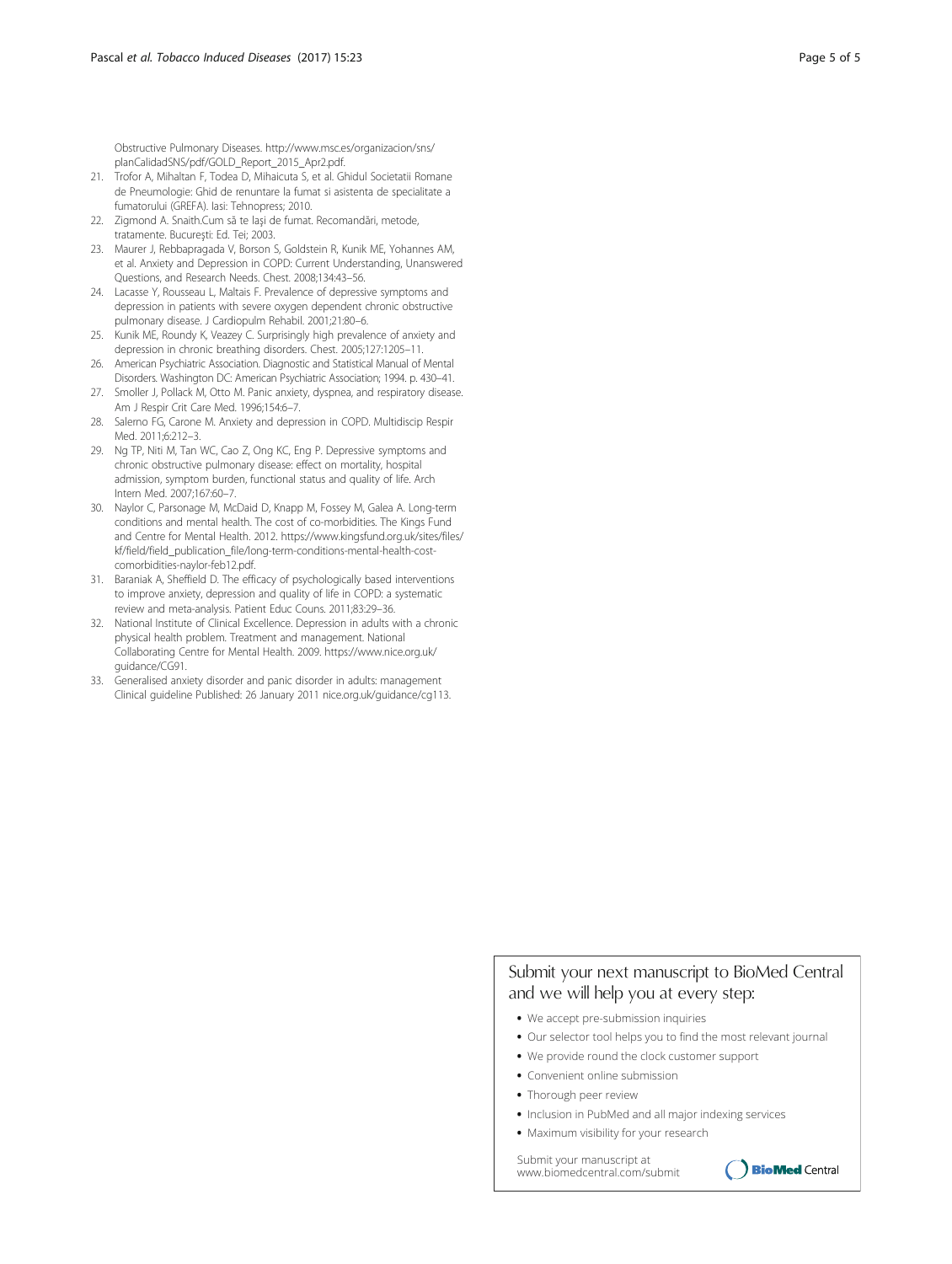Obstructive Pulmonary Diseases. http://www.msc.es/organizacion/sns/planCalidadSNS/pdf/GOLD_Report_2015_Apr2.pdf.

21. Trofor A, Mihaltan F, Todea D, Mihaicuta S, et al. Ghidul Societatii Romane de Pneumologie: Ghid de renuntare la fumat si asistenta de specialitate a fumatorului (GREFA). Iasi: Tehnopress; 2010.
22. Zigmond A. Snaith.Cum să te laşi de fumat. Recomandări, metode, tratamente. Bucureşti: Ed. Tei; 2003.
23. Maurer J, Rebbapragada V, Borson S, Goldstein R, Kunik ME, Yohannes AM, et al. Anxiety and Depression in COPD: Current Understanding, Unanswered Questions, and Research Needs. Chest. 2008;134:43–56.
24. Lacasse Y, Rousseau L, Maltais F. Prevalence of depressive symptoms and depression in patients with severe oxygen dependent chronic obstructive pulmonary disease. J Cardiopulm Rehabil. 2001;21:80–6.
25. Kunik ME, Roundy K, Veazey C. Surprisingly high prevalence of anxiety and depression in chronic breathing disorders. Chest. 2005;127:1205–11.
26. American Psychiatric Association. Diagnostic and Statistical Manual of Mental Disorders. Washington DC: American Psychiatric Association; 1994. p. 430–41.
27. Smoller J, Pollack M, Otto M. Panic anxiety, dyspnea, and respiratory disease. Am J Respir Crit Care Med. 1996;154:6–7.
28. Salerno FG, Carone M. Anxiety and depression in COPD. Multidiscip Respir Med. 2011;6:212–3.
29. Ng TP, Niti M, Tan WC, Cao Z, Ong KC, Eng P. Depressive symptoms and chronic obstructive pulmonary disease: effect on mortality, hospital admission, symptom burden, functional status and quality of life. Arch Intern Med. 2007;167:60–7.
30. Naylor C, Parsonage M, McDaid D, Knapp M, Fossey M, Galea A. Long-term conditions and mental health. The cost of co-morbidities. The Kings Fund and Centre for Mental Health. 2012. https://www.kingsfund.org.uk/sites/files/kf/field/field_publication_file/long-term-conditions-mental-health-cost-comorbidities-naylor-feb12.pdf.
31. Baraniak A, Sheffield D. The efficacy of psychologically based interventions to improve anxiety, depression and quality of life in COPD: a systematic review and meta-analysis. Patient Educ Couns. 2011;83:29–36.
32. National Institute of Clinical Excellence. Depression in adults with a chronic physical health problem. Treatment and management. National Collaborating Centre for Mental Health. 2009. https://www.nice.org.uk/guidance/CG91.
33. Generalised anxiety disorder and panic disorder in adults: management Clinical guideline Published: 26 January 2011 nice.org.uk/guidance/cg113.

Submit your next manuscript to BioMed Central and we will help you at every step:

- We accept pre-submission inquiries
- Our selector tool helps you to find the most relevant journal
- We provide round the clock customer support
- Convenient online submission
- Thorough peer review
- Inclusion in PubMed and all major indexing services
- Maximum visibility for your research

Submit your manuscript at www.biomedcentral.com/submit

BioMed Central